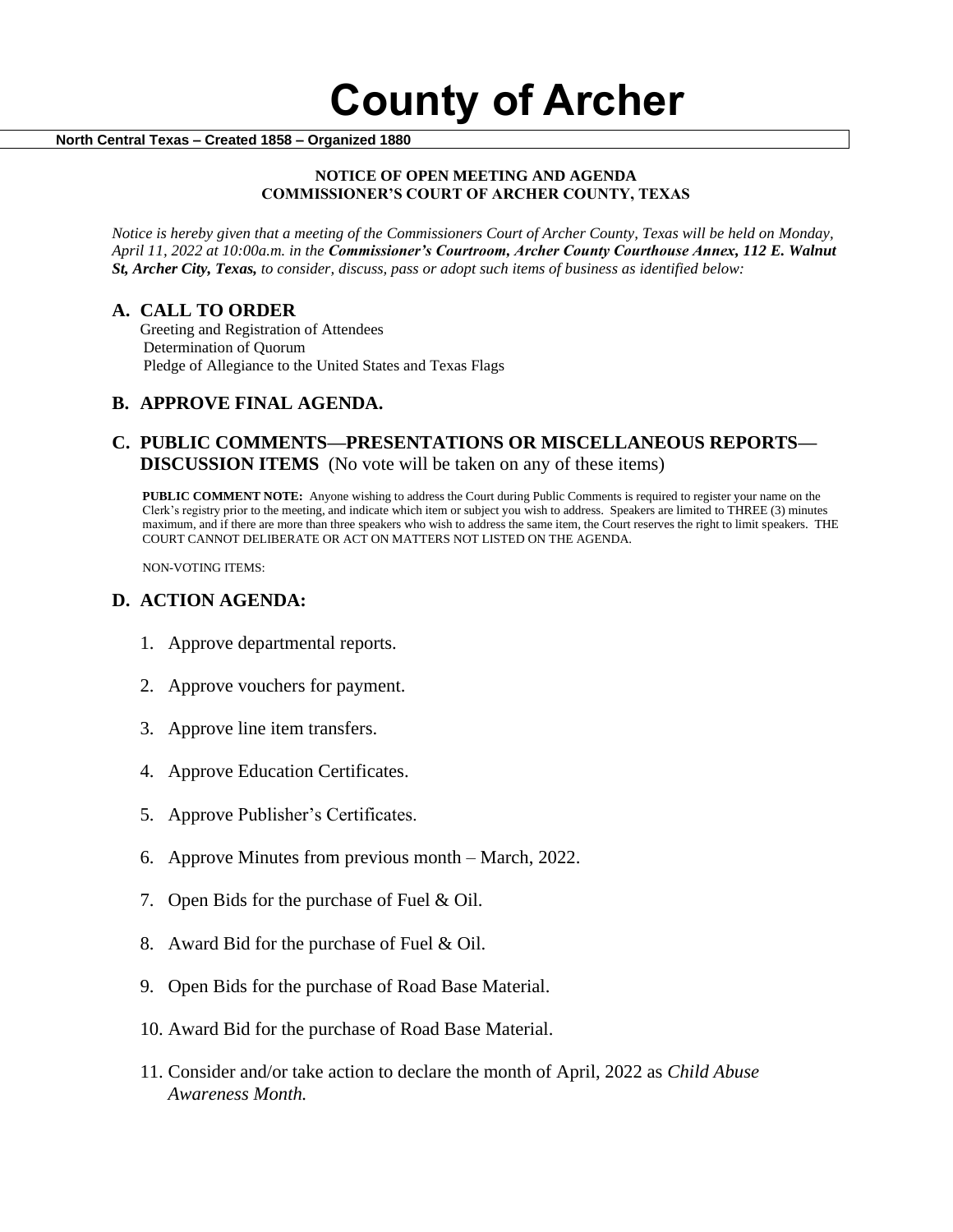# County of Archer

**North Central Texas – Created 1858 – Organized 1880**

**NOTICE OF OPEN MEETING AND AGENDA**
**COMMISSIONER'S COURT OF ARCHER COUNTY, TEXAS**

*Notice is hereby given that a meeting of the Commissioners Court of Archer County, Texas will be held on Monday, April 11, 2022 at 10:00a.m. in the **Commissioner's Courtroom, Archer County Courthouse Annex, 112 E. Walnut St, Archer City, Texas,** to consider, discuss, pass or adopt such items of business as identified below:*

## A. CALL TO ORDER

Greeting and Registration of Attendees
Determination of Quorum
Pledge of Allegiance to the United States and Texas Flags

## B. APPROVE FINAL AGENDA.

## C. PUBLIC COMMENTS—PRESENTATIONS OR MISCELLANEOUS REPORTS—DISCUSSION ITEMS (No vote will be taken on any of these items)

**PUBLIC COMMENT NOTE:** Anyone wishing to address the Court during Public Comments is required to register your name on the Clerk's registry prior to the meeting, and indicate which item or subject you wish to address. Speakers are limited to THREE (3) minutes maximum, and if there are more than three speakers who wish to address the same item, the Court reserves the right to limit speakers. THE COURT CANNOT DELIBERATE OR ACT ON MATTERS NOT LISTED ON THE AGENDA.

NON-VOTING ITEMS:

## D. ACTION AGENDA:

1. Approve departmental reports.
2. Approve vouchers for payment.
3. Approve line item transfers.
4. Approve Education Certificates.
5. Approve Publisher's Certificates.
6. Approve Minutes from previous month – March, 2022.
7. Open Bids for the purchase of Fuel & Oil.
8. Award Bid for the purchase of Fuel & Oil.
9. Open Bids for the purchase of Road Base Material.
10. Award Bid for the purchase of Road Base Material.
11. Consider and/or take action to declare the month of April, 2022 as *Child Abuse Awareness Month.*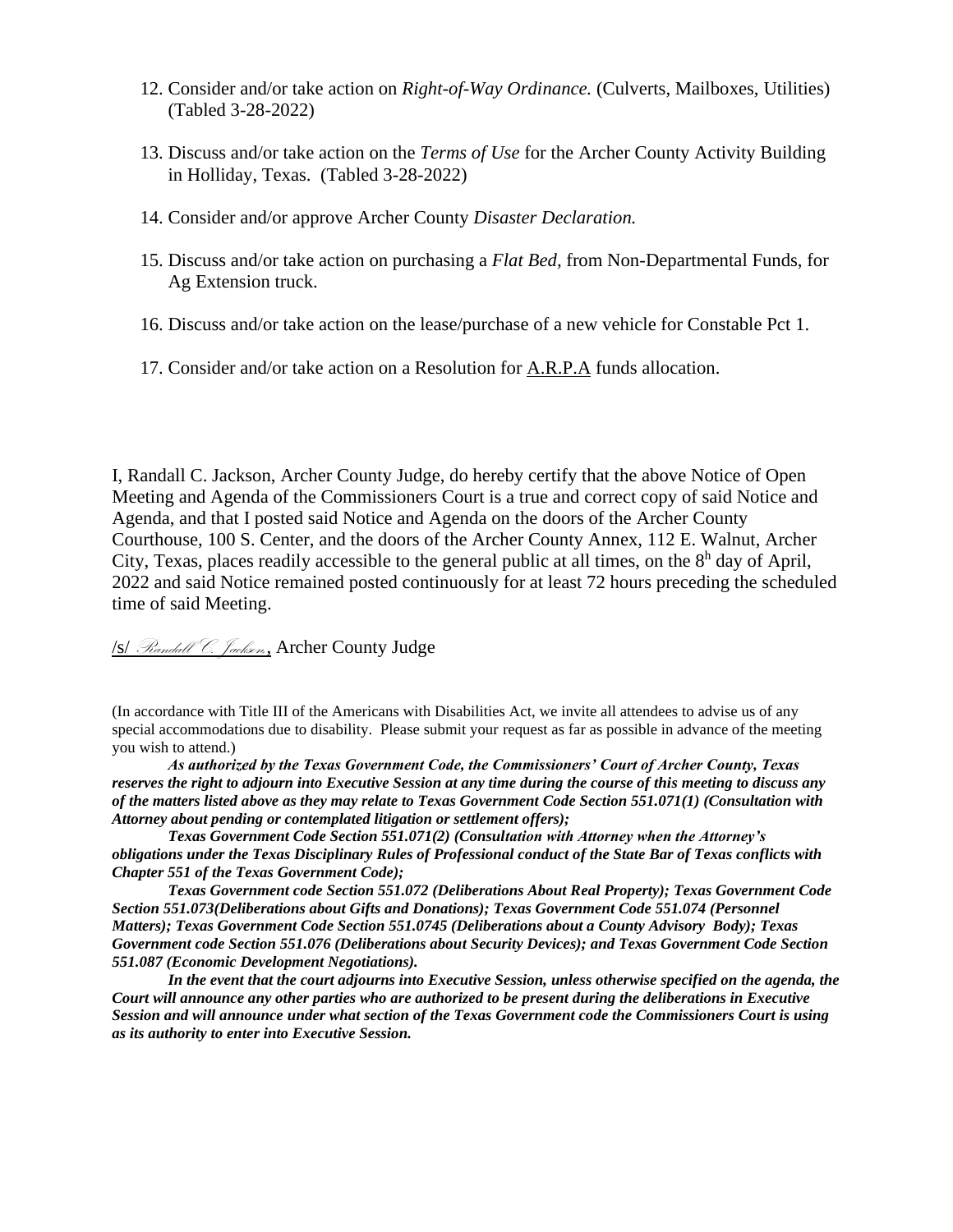12. Consider and/or take action on *Right-of-Way Ordinance.* (Culverts, Mailboxes, Utilities) (Tabled 3-28-2022)

13. Discuss and/or take action on the *Terms of Use* for the Archer County Activity Building in Holliday, Texas. (Tabled 3-28-2022)

14. Consider and/or approve Archer County *Disaster Declaration.*

15. Discuss and/or take action on purchasing a *Flat Bed,* from Non-Departmental Funds, for Ag Extension truck.

16. Discuss and/or take action on the lease/purchase of a new vehicle for Constable Pct 1.

17. Consider and/or take action on a Resolution for A.R.P.A funds allocation.

I, Randall C. Jackson, Archer County Judge, do hereby certify that the above Notice of Open Meeting and Agenda of the Commissioners Court is a true and correct copy of said Notice and Agenda, and that I posted said Notice and Agenda on the doors of the Archer County Courthouse, 100 S. Center, and the doors of the Archer County Annex, 112 E. Walnut, Archer City, Texas, places readily accessible to the general public at all times, on the 8h day of April, 2022 and said Notice remained posted continuously for at least 72 hours preceding the scheduled time of said Meeting.

/s/ *Randall C. Jackson*, Archer County Judge

(In accordance with Title III of the Americans with Disabilities Act, we invite all attendees to advise us of any special accommodations due to disability. Please submit your request as far as possible in advance of the meeting you wish to attend.)

***As authorized by the Texas Government Code, the Commissioners' Court of Archer County, Texas reserves the right to adjourn into Executive Session at any time during the course of this meeting to discuss any of the matters listed above as they may relate to Texas Government Code Section 551.071(1) (Consultation with Attorney about pending or contemplated litigation or settlement offers);***

***Texas Government Code Section 551.071(2) (Consultation with Attorney when the Attorney's obligations under the Texas Disciplinary Rules of Professional conduct of the State Bar of Texas conflicts with Chapter 551 of the Texas Government Code);***

***Texas Government code Section 551.072 (Deliberations About Real Property); Texas Government Code Section 551.073(Deliberations about Gifts and Donations); Texas Government Code 551.074 (Personnel Matters); Texas Government Code Section 551.0745 (Deliberations about a County Advisory Body); Texas Government code Section 551.076 (Deliberations about Security Devices); and Texas Government Code Section 551.087 (Economic Development Negotiations).***

***In the event that the court adjourns into Executive Session, unless otherwise specified on the agenda, the Court will announce any other parties who are authorized to be present during the deliberations in Executive Session and will announce under what section of the Texas Government code the Commissioners Court is using as its authority to enter into Executive Session.***